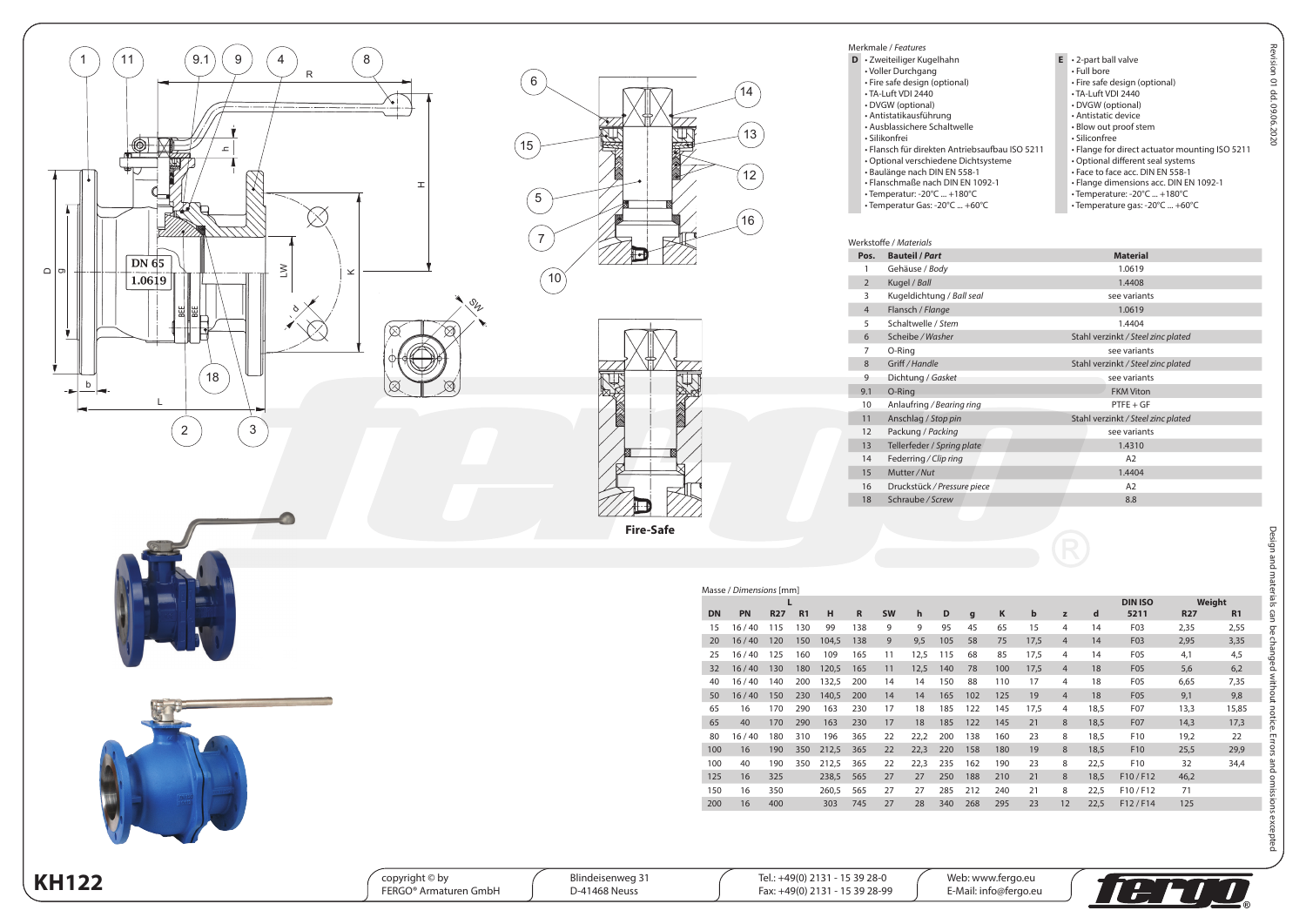# KH122

## Merkmale / *Features*

**D**
- Zweiteiliger Kugelhahn
- Voller Durchgang
- Fire safe design (optional)
- TA-Luft VDI 2440
- DVGW (optional)
- Antistatikausführung
- Ausblassichere Schaltwelle
- Silikonfrei
- Flansch für direkten Antriebsaufbau ISO 5211
- Optional verschiedene Dichtsysteme
- Baulänge nach DIN EN 558-1
- Flanschmaße nach DIN EN 1092-1
- Temperatur: -20°C ... +180°C
- Temperatur Gas: -20°C ... +60°C

**E**
- 2-part ball valve
- Full bore
- Fire safe design (optional)
- TA-Luft VDI 2440
- DVGW (optional)
- Antistatic device
- Blow out proof stem
- Siliconfree
- Flange for direct actuator mounting ISO 5211
- Optional different seal systems
- Face to face acc. DIN EN 558-1
- Flange dimensions acc. DIN EN 1092-1
- Temperature: -20°C ... +180°C
- Temperature gas: -20°C ... +60°C

## Werkstoffe / *Materials*

| Pos. | Bauteil / *Part* | Material |
|---|---|---|
| 1 | Gehäuse / *Body* | 1.0619 |
| 2 | Kugel / *Ball* | 1.4408 |
| 3 | Kugeldichtung / *Ball seal* | see variants |
| 4 | Flansch / *Flange* | 1.0619 |
| 5 | Schaltwelle / *Stem* | 1.4404 |
| 6 | Scheibe / *Washer* | Stahl verzinkt / *Steel zinc plated* |
| 7 | O-Ring | see variants |
| 8 | Griff / *Handle* | Stahl verzinkt / *Steel zinc plated* |
| 9 | Dichtung / *Gasket* | see variants |
| 9.1 | O-Ring | FKM Viton |
| 10 | Anlaufring / *Bearing ring* | PTFE + GF |
| 11 | Anschlag / *Stop pin* | Stahl verzinkt / *Steel zinc plated* |
| 12 | Packung / *Packing* | see variants |
| 13 | Tellerfeder / *Spring plate* | 1.4310 |
| 14 | Federring / *Clip ring* | A2 |
| 15 | Mutter / *Nut* | 1.4404 |
| 16 | Druckstück / *Pressure piece* | A2 |
| 18 | Schraube / *Screw* | 8.8 |

Fire-Safe

## Masse / *Dimensions* [mm]

| DN | PN | L R27 | L R1 | H | R | SW | h | D | g | K | b | z | d | DIN ISO 5211 | Weight R27 | Weight R1 |
|---|---|---|---|---|---|---|---|---|---|---|---|---|---|---|---|---|
| 15 | 16 / 40 | 115 | 130 | 99 | 138 | 9 | 9 | 95 | 45 | 65 | 15 | 4 | 14 | F03 | 2,35 | 2,55 |
| 20 | 16 / 40 | 120 | 150 | 104,5 | 138 | 9 | 9,5 | 105 | 58 | 75 | 17,5 | 4 | 14 | F03 | 2,95 | 3,35 |
| 25 | 16 / 40 | 125 | 160 | 109 | 165 | 11 | 12,5 | 115 | 68 | 85 | 17,5 | 4 | 14 | F05 | 4,1 | 4,5 |
| 32 | 16 / 40 | 130 | 180 | 120,5 | 165 | 11 | 12,5 | 140 | 78 | 100 | 17,5 | 4 | 18 | F05 | 5,6 | 6,2 |
| 40 | 16 / 40 | 140 | 200 | 132,5 | 200 | 14 | 14 | 150 | 88 | 110 | 17 | 4 | 18 | F05 | 6,65 | 7,35 |
| 50 | 16 / 40 | 150 | 230 | 140,5 | 200 | 14 | 14 | 165 | 102 | 125 | 19 | 4 | 18 | F05 | 9,1 | 9,8 |
| 65 | 16 | 170 | 290 | 163 | 230 | 17 | 18 | 185 | 122 | 145 | 17,5 | 4 | 18,5 | F07 | 13,3 | 15,85 |
| 65 | 40 | 170 | 290 | 163 | 230 | 17 | 18 | 185 | 122 | 145 | 21 | 8 | 18,5 | F07 | 14,3 | 17,3 |
| 80 | 16 / 40 | 180 | 310 | 196 | 365 | 22 | 22,2 | 200 | 138 | 160 | 23 | 8 | 18,5 | F10 | 19,2 | 22 |
| 100 | 16 | 190 | 350 | 212,5 | 365 | 22 | 22,3 | 220 | 158 | 180 | 19 | 8 | 18,5 | F10 | 25,5 | 29,9 |
| 100 | 40 | 190 | 350 | 212,5 | 365 | 22 | 22,3 | 235 | 162 | 190 | 23 | 8 | 22,5 | F10 | 32 | 34,4 |
| 125 | 16 | 325 | | 238,5 | 565 | 27 | 27 | 250 | 188 | 210 | 21 | 8 | 18,5 | F10 / F12 | 46,2 | |
| 150 | 16 | 350 | | 260,5 | 565 | 27 | 27 | 285 | 212 | 240 | 21 | 8 | 22,5 | F10 / F12 | 71 | |
| 200 | 16 | 400 | | 303 | 745 | 27 | 28 | 340 | 268 | 295 | 23 | 12 | 22,5 | F12 / F14 | 125 | |

Revision 01 dd. 09.06.2020

Design and materials can be changed without notice. Errors and omissions excepted

copyright © by FERGO® Armaturen GmbH | Blindeisenweg 31, D-41468 Neuss | Tel.: +49(0) 2131 - 15 39 28-0, Fax: +49(0) 2131 - 15 39 28-99 | Web: www.fergo.eu, E-Mail: info@fergo.eu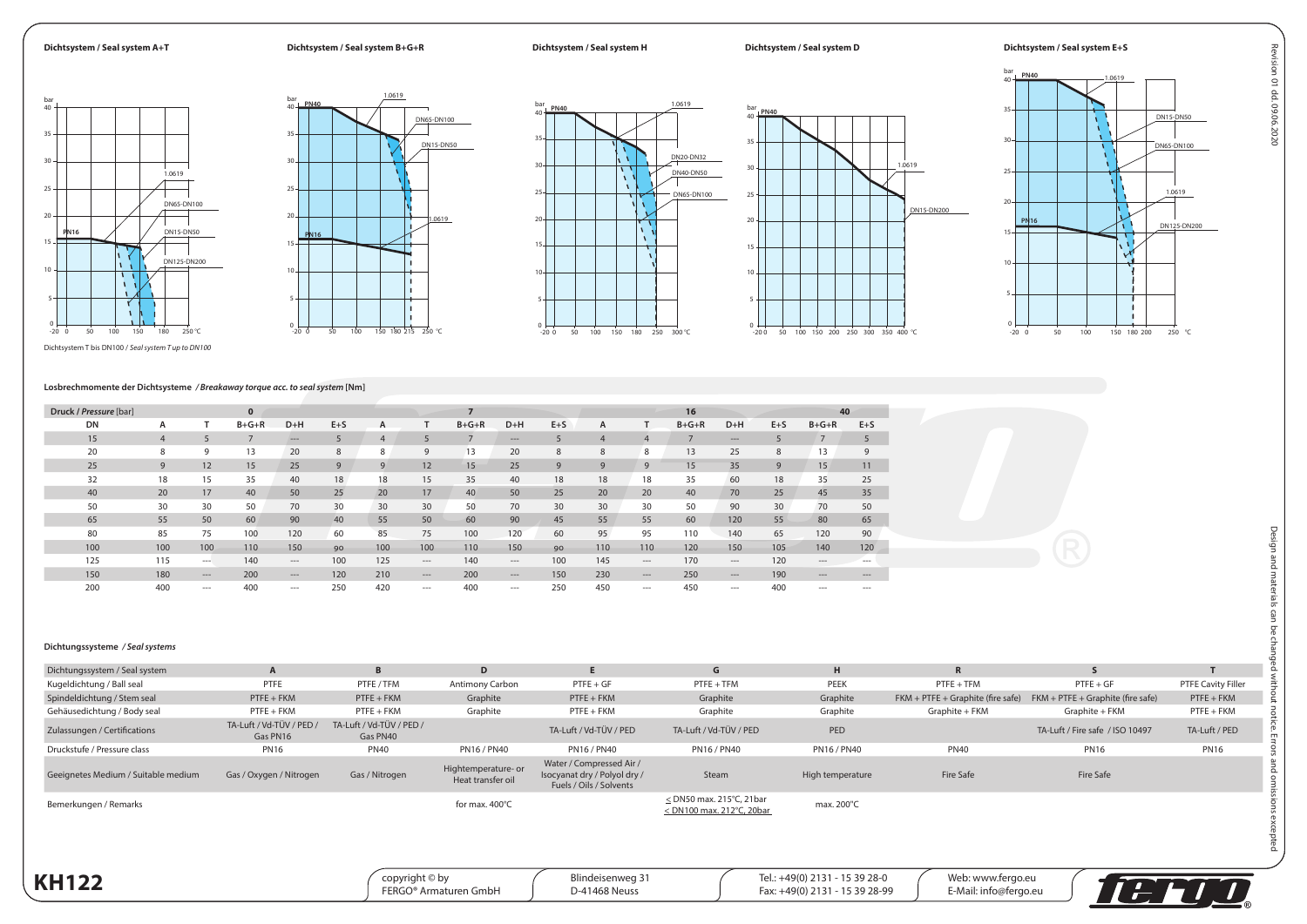### Dichtsystem / Seal system A+T

bar
40
35
30
25
20
15
10
5
0
-20 0 50 100 150 180 250 °C
PN16
1.0619
DN65-DN100
DN15-DN50
DN125-DN200

Dichtsystem T bis DN100 / *Seal system T up to DN100*

### Dichtsystem / Seal system B+G+R

bar
40
35
30
25
20
15
10
5
0
-20 0 50 100 150 180 215 250 °C
PN40
PN16
1.0619
DN65-DN100
DN15-DN50
1.0619

### Dichtsystem / Seal system H

bar
40
35
30
25
20
15
10
5
0
-20 0 50 100 150 180 250 300 °C
PN40
1.0619
DN20-DN32
DN40-DN50
DN65-DN100

### Dichtsystem / Seal system D

bar
40
35
30
25
20
15
10
5
0
-20 0 50 100 150 200 250 300 350 400 °C
PN40
1.0619
DN15-DN200

### Dichtsystem / Seal system E+S

bar
40
35
30
25
20
15
10
5
0
-20 0 50 100 150 180 200 250 °C
PN40
1.0619
DN15-DN50
DN65-DN100
1.0619
PN16
DN125-DN200

### Losbrechmomente der Dichtsysteme */ Breakaway torque acc. to seal system* [Nm]

| Druck / *Pressure* [bar] | 0 | | | | | 7 | | | | | 16 | | | | | 40 | |
|---|---|---|---|---|---|---|---|---|---|---|---|---|---|---|---|---|---|
| DN | A | T | B+G+R | D+H | E+S | A | T | B+G+R | D+H | E+S | A | T | B+G+R | D+H | E+S | B+G+R | E+S |
| 15 | 4 | 5 | 7 | --- | 5 | 4 | 5 | 7 | --- | 5 | 4 | 4 | 7 | --- | 5 | 7 | 5 |
| 20 | 8 | 9 | 13 | 20 | 8 | 8 | 9 | 13 | 20 | 8 | 8 | 8 | 13 | 25 | 8 | 13 | 9 |
| 25 | 9 | 12 | 15 | 25 | 9 | 9 | 12 | 15 | 25 | 9 | 9 | 9 | 15 | 35 | 9 | 15 | 11 |
| 32 | 18 | 15 | 35 | 40 | 18 | 18 | 15 | 35 | 40 | 18 | 18 | 18 | 35 | 60 | 18 | 35 | 25 |
| 40 | 20 | 17 | 40 | 50 | 25 | 20 | 17 | 40 | 50 | 25 | 20 | 20 | 40 | 70 | 25 | 45 | 35 |
| 50 | 30 | 30 | 50 | 70 | 30 | 30 | 30 | 50 | 70 | 30 | 30 | 30 | 50 | 90 | 30 | 70 | 50 |
| 65 | 55 | 50 | 60 | 90 | 40 | 55 | 50 | 60 | 90 | 45 | 55 | 55 | 60 | 120 | 55 | 80 | 65 |
| 80 | 85 | 75 | 100 | 120 | 60 | 85 | 75 | 100 | 120 | 60 | 95 | 95 | 110 | 140 | 65 | 120 | 90 |
| 100 | 100 | 100 | 110 | 150 | 90 | 100 | 100 | 110 | 150 | 90 | 110 | 110 | 120 | 150 | 105 | 140 | 120 |
| 125 | 115 | --- | 140 | --- | 100 | 125 | --- | 140 | --- | 100 | 145 | --- | 170 | --- | 120 | --- | --- |
| 150 | 180 | --- | 200 | --- | 120 | 210 | --- | 200 | --- | 150 | 230 | --- | 250 | --- | 190 | --- | --- |
| 200 | 400 | --- | 400 | --- | 250 | 420 | --- | 400 | --- | 250 | 450 | --- | 450 | --- | 400 | --- | --- |

### Dichtungssysteme */ Seal systems*

| Dichtungssystem / Seal system | A | B | D | E | G | H | R | S | T |
|---|---|---|---|---|---|---|---|---|---|
| Kugeldichtung / Ball seal | PTFE | PTFE / TFM | Antimony Carbon | PTFE + GF | PTFE + TFM | PEEK | PTFE + TFM | PTFE + GF | PTFE Cavity Filler |
| Spindeldichtung / Stem seal | PTFE + FKM | PTFE + FKM | Graphite | PTFE + FKM | Graphite | Graphite | FKM + PTFE + Graphite (fire safe) | FKM + PTFE + Graphite (fire safe) | PTFE + FKM |
| Gehäusedichtung / Body seal | PTFE + FKM | PTFE + FKM | Graphite | PTFE + FKM | Graphite | Graphite | Graphite + FKM | Graphite + FKM | PTFE + FKM |
| Zulassungen / Certifications | TA-Luft / Vd-TÜV / PED / Gas PN16 | TA-Luft / Vd-TÜV / PED / Gas PN40 | | TA-Luft / Vd-TÜV / PED | TA-Luft / Vd-TÜV / PED | PED | | TA-Luft / Fire safe / ISO 10497 | TA-Luft / PED |
| Druckstufe / Pressure class | PN16 | PN40 | PN16 / PN40 | PN16 / PN40 | PN16 / PN40 | PN16 / PN40 | PN40 | PN16 | PN16 |
| Geeignetes Medium / Suitable medium | Gas / Oxygen / Nitrogen | Gas / Nitrogen | Hightemperature- or Heat transfer oil | Water / Compressed Air / Isocyanat dry / Polyol dry / Fuels / Oils / Solvents | Steam | High temperature | Fire Safe | Fire Safe | |
| Bemerkungen / Remarks | | | for max. 400°C | | ≤ DN50 max. 215°C, 21bar ≤ DN100 max. 212°C, 20bar | max. 200°C | | | |

Revision 01 dd. 09.06.2020

Design and materials can be changed without notice. Errors and omissions excepted

**KH122**

copyright © by FERGO® Armaturen GmbH | Blindeisenweg 31 D-41468 Neuss | Tel.: +49(0) 2131 - 15 39 28-0 Fax: +49(0) 2131 - 15 39 28-99 | Web: www.fergo.eu E-Mail: info@fergo.eu